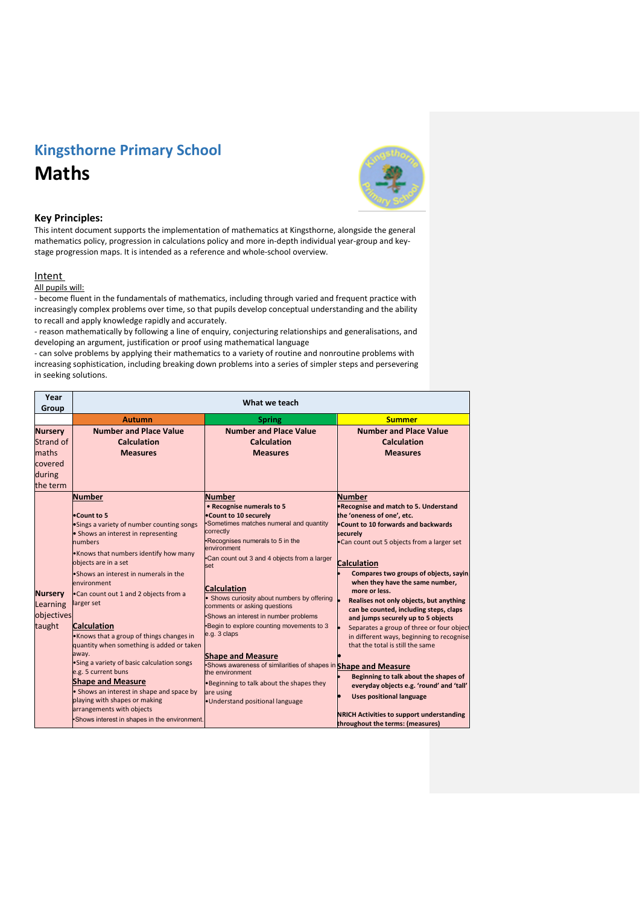# Kingsthorne Primary School

# Maths

### Key Principles:

This intent document supports the implementation of mathematics at Kingsthorne, alongside the general mathematics policy, progression in calculations policy and more in-depth individual year-group and key-stage progression maps. It is intended as a reference and whole-school overview.

Intent

All pupils will:

- become fluent in the fundamentals of mathematics, including through varied and frequent practice with increasingly complex problems over time, so that pupils develop conceptual understanding and the ability to recall and apply knowledge rapidly and accurately.
- reason mathematically by following a line of enquiry, conjecturing relationships and generalisations, and developing an argument, justification or proof using mathematical language
- can solve problems by applying their mathematics to a variety of routine and nonroutine problems with increasing sophistication, including breaking down problems into a series of simpler steps and persevering in seeking solutions.

| Year Group | What we teach | | |
|---|---|---|---|
| | **Autumn** | **Spring** | **Summer** |
| Nursery Strand of maths covered during the term | **Number and Place Value**<br>**Calculation**<br>**Measures** | **Number and Place Value**<br>**Calculation**<br>**Measures** | **Number and Place Value**<br>**Calculation**<br>**Measures** |
| Nursery Learning objectives taught | **Number**<br>• **Count to 5**<br>• Sings a variety of number counting songs<br>• Shows an interest in representing numbers<br>• Knows that numbers identify how many objects are in a set<br>• Shows an interest in numerals in the environment<br>• Can count out 1 and 2 objects from a larger set<br>**Calculation**<br>• Knows that a group of things changes in quantity when something is added or taken away.<br>• Sing a variety of basic calculation songs e.g. 5 current buns<br>**Shape and Measure**<br>• Shows an interest in shape and space by playing with shapes or making arrangements with objects<br>• Shows interest in shapes in the environment. | **Number**<br>• **Recognise numerals to 5**<br>• **Count to 10 securely**<br>• Sometimes matches numeral and quantity correctly<br>• Recognises numerals to 5 in the environment<br>• Can count out 3 and 4 objects from a larger set<br>**Calculation**<br>• Shows curiosity about numbers by offering comments or asking questions<br>• Shows an interest in number problems<br>• Begin to explore counting movements to 3 e.g. 3 claps<br>**Shape and Measure**<br>• Shows awareness of similarities of shapes in the environment<br>• Beginning to talk about the shapes they are using<br>• Understand positional language | **Number**<br>• **Recognise and match to 5. Understand the 'oneness of one', etc.**<br>• **Count to 10 forwards and backwards securely**<br>• Can count out 5 objects from a larger set<br>**Calculation**<br>• **Compares two groups of objects, saying when they have the same number, more or less.**<br>• **Realises not only objects, but anything can be counted, including steps, claps and jumps securely up to 5 objects**<br>• Separates a group of three or four objects in different ways, beginning to recognise that the total is still the same<br>•<br>**Shape and Measure**<br>• **Beginning to talk about the shapes of everyday objects e.g. 'round' and 'tall'**<br>• **Uses positional language**<br>**NRICH Activities to support understanding throughout the terms: (measures)** |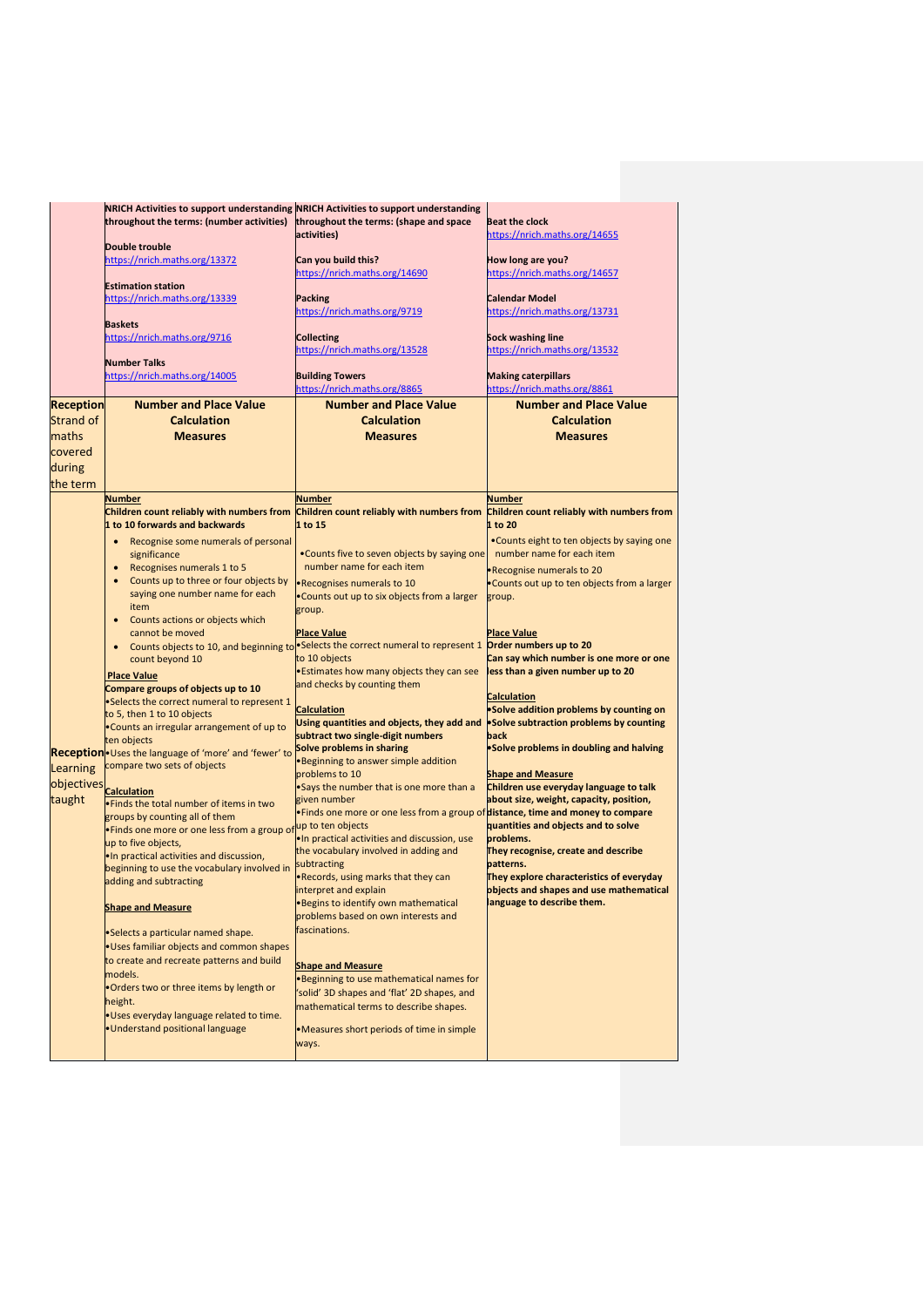| | | | |
|---|---|---|---|
| | **NRICH Activities to support understanding throughout the terms: (number activities)**<br><br>**Double trouble**<br>https://nrich.maths.org/13372<br><br>**Estimation station**<br>https://nrich.maths.org/13339<br><br>**Baskets**<br>https://nrich.maths.org/9716<br><br>**Number Talks**<br>https://nrich.maths.org/14005 | **NRICH Activities to support understanding throughout the terms: (shape and space activities)**<br><br>**Can you build this?**<br>https://nrich.maths.org/14690<br><br>**Packing**<br>https://nrich.maths.org/9719<br><br>**Collecting**<br>https://nrich.maths.org/13528<br><br>**Building Towers**<br>https://nrich.maths.org/8865 | **Beat the clock**<br>https://nrich.maths.org/14655<br><br>**How long are you?**<br>https://nrich.maths.org/14657<br><br>**Calendar Model**<br>https://nrich.maths.org/13731<br><br>**Sock washing line**<br>https://nrich.maths.org/13532<br><br>**Making caterpillars**<br>https://nrich.maths.org/8861 |
| **Reception** Strand of maths covered during the term | **Number and Place Value**<br>**Calculation**<br>**Measures** | **Number and Place Value**<br>**Calculation**<br>**Measures** | **Number and Place Value**<br>**Calculation**<br>**Measures** |
| **Reception** Learning objectives taught | **Number**<br>**Children count reliably with numbers from 1 to 10 forwards and backwards**<br>• Recognise some numerals of personal significance<br>• Recognises numerals 1 to 5<br>• Counts up to three or four objects by saying one number name for each item<br>• Counts actions or objects which cannot be moved<br>• Counts objects to 10, and beginning to count beyond 10<br><br>**Place Value**<br>**Compare groups of objects up to 10**<br>• Selects the correct numeral to represent 1 to 5, then 1 to 10 objects<br>• Counts an irregular arrangement of up to ten objects<br>• Uses the language of 'more' and 'fewer' to compare two sets of objects<br><br>**Calculation**<br>• Finds the total number of items in two groups by counting all of them<br>• Finds one more or one less from a group of up to five objects,<br>• In practical activities and discussion, beginning to use the vocabulary involved in adding and subtracting<br><br>**Shape and Measure**<br>• Selects a particular named shape.<br>• Uses familiar objects and common shapes to create and recreate patterns and build models.<br>• Orders two or three items by length or height.<br>• Uses everyday language related to time.<br>• Understand positional language | **Number**<br>**Children count reliably with numbers from 1 to 15**<br>• Counts five to seven objects by saying one number name for each item<br>• Recognises numerals to 10<br>• Counts out up to six objects from a larger group.<br><br>**Place Value**<br>• Selects the correct numeral to represent 1 to 10 objects<br>• Estimates how many objects they can see and checks by counting them<br><br>**Calculation**<br>**Using quantities and objects, they add and subtract two single-digit numbers**<br>**Solve problems in sharing**<br>• Beginning to answer simple addition problems to 10<br>• Says the number that is one more than a given number<br>• Finds one more or one less from a group of up to ten objects<br>• In practical activities and discussion, use the vocabulary involved in adding and subtracting<br>• Records, using marks that they can interpret and explain<br>• Begins to identify own mathematical problems based on own interests and fascinations.<br><br>**Shape and Measure**<br>• Beginning to use mathematical names for 'solid' 3D shapes and 'flat' 2D shapes, and mathematical terms to describe shapes.<br>• Measures short periods of time in simple ways. | **Number**<br>**Children count reliably with numbers from 1 to 20**<br>• Counts eight to ten objects by saying one number name for each item<br>• Recognise numerals to 20<br>• Counts out up to ten objects from a larger group.<br><br>**Place Value**<br>**Order numbers up to 20**<br>**Can say which number is one more or one less than a given number up to 20**<br><br>**Calculation**<br>**• Solve addition problems by counting on**<br>**• Solve subtraction problems by counting back**<br>**• Solve problems in doubling and halving**<br><br>**Shape and Measure**<br>**Children use everyday language to talk about size, weight, capacity, position, distance, time and money to compare quantities and objects and to solve problems.**<br>**They recognise, create and describe patterns.**<br>**They explore characteristics of everyday objects and shapes and use mathematical language to describe them.** |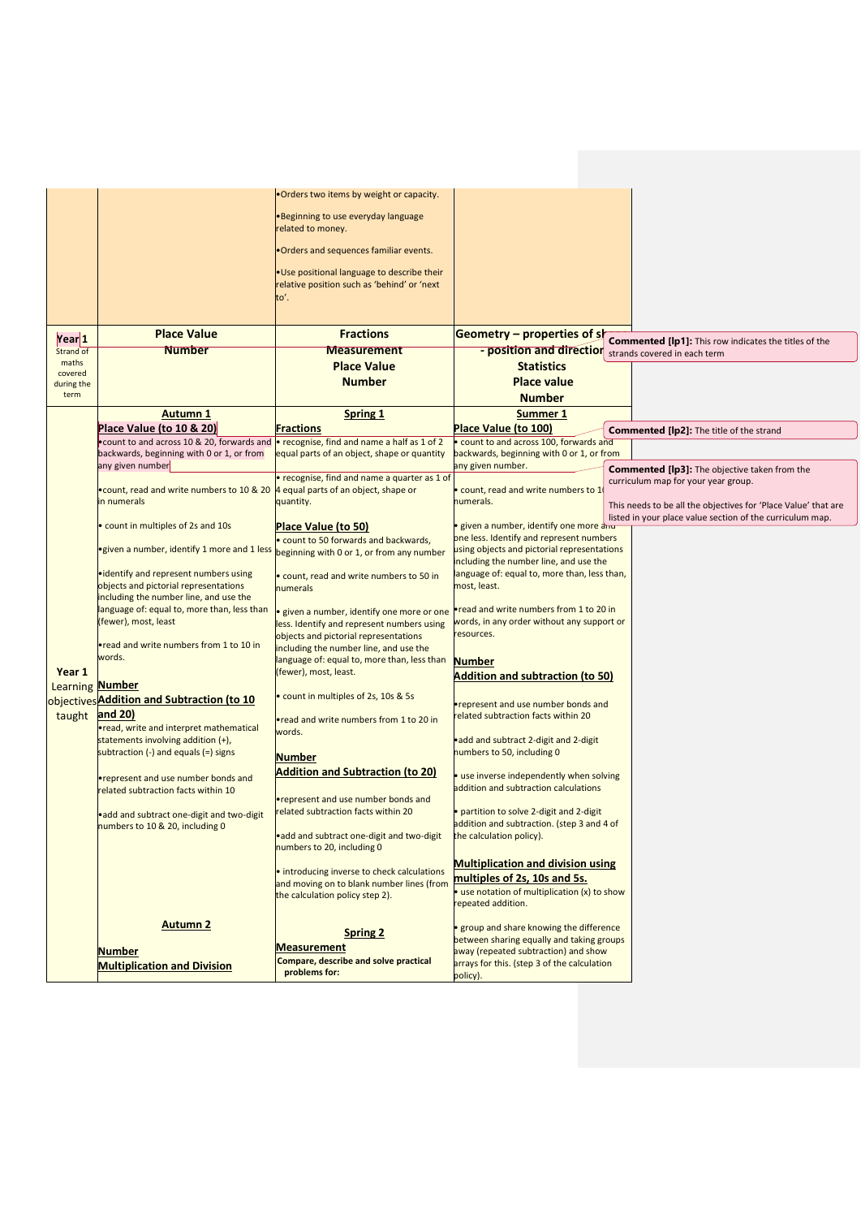| | | | |
|---|---|---|---|
| | | •Orders two items by weight or capacity.<br><br>•Beginning to use everyday language related to money.<br><br>•Orders and sequences familiar events.<br><br>•Use positional language to describe their relative position such as 'behind' or 'next to'. | |
| **Year 1**<br>Strand of maths covered during the term | **Place Value**<br>**Number** | **Fractions**<br>**Measurement**<br>**Place Value**<br>**Number** | **Geometry – properties of sh... - position and direction**<br>**Statistics**<br>**Place value**<br>**Number** |
| **Year 1**<br>Learning objectives taught | **Autumn 1**<br><br>**Place Value (to 10 & 20)**<br>•count to and across 10 & 20, forwards and backwards, beginning with 0 or 1, or from any given number<br><br>•count, read and write numbers to 10 & 20 in numerals<br><br>• count in multiples of 2s and 10s<br><br>•given a number, identify 1 more and 1 less<br><br>•identify and represent numbers using objects and pictorial representations including the number line, and use the language of: equal to, more than, less than (fewer), most, least<br><br>•read and write numbers from 1 to 10 in words.<br><br>**Number**<br>**Addition and Subtraction (to 10 and 20)**<br>•read, write and interpret mathematical statements involving addition (+), subtraction (-) and equals (=) signs<br><br>•represent and use number bonds and related subtraction facts within 10<br><br>•add and subtract one-digit and two-digit numbers to 10 & 20, including 0<br><br>**Autumn 2**<br><br>**Number**<br>**Multiplication and Division** | **Spring 1**<br><br>**Fractions**<br>• recognise, find and name a half as 1 of 2 equal parts of an object, shape or quantity<br><br>• recognise, find and name a quarter as 1 of 4 equal parts of an object, shape or quantity.<br><br>**Place Value (to 50)**<br>• count to 50 forwards and backwards, beginning with 0 or 1, or from any number<br><br>• count, read and write numbers to 50 in numerals<br><br>• given a number, identify one more or one less. Identify and represent numbers using objects and pictorial representations including the number line, and use the language of: equal to, more than, less than (fewer), most, least.<br><br>• count in multiples of 2s, 10s & 5s<br><br>•read and write numbers from 1 to 20 in words.<br><br>**Number**<br>**Addition and Subtraction (to 20)**<br><br>•represent and use number bonds and related subtraction facts within 20<br><br>•add and subtract one-digit and two-digit numbers to 20, including 0<br><br>• introducing inverse to check calculations and moving on to blank number lines (from the calculation policy step 2).<br><br>**Spring 2**<br><br>**Measurement**<br>**Compare, describe and solve practical problems for:** | **Summer 1**<br><br>**Place Value (to 100)**<br>• count to and across 100, forwards and backwards, beginning with 0 or 1, or from any given number.<br><br>• count, read and write numbers to 1... numerals.<br><br>• given a number, identify one more and one less. Identify and represent numbers using objects and pictorial representations including the number line, and use the language of: equal to, more than, less than, most, least.<br><br>•read and write numbers from 1 to 20 in words, in any order without any support or resources.<br><br>**Number**<br>**Addition and subtraction (to 50)**<br><br>•represent and use number bonds and related subtraction facts within 20<br><br>•add and subtract 2-digit and 2-digit numbers to 50, including 0<br><br>• use inverse independently when solving addition and subtraction calculations<br><br>• partition to solve 2-digit and 2-digit addition and subtraction. (step 3 and 4 of the calculation policy).<br><br>**Multiplication and division using multiples of 2s, 10s and 5s.**<br>• use notation of multiplication (x) to show repeated addition.<br><br>• group and share knowing the difference between sharing equally and taking groups away (repeated subtraction) and show arrays for this. (step 3 of the calculation policy). |

**Commented [lp1]:** This row indicates the titles of the strands covered in each term

**Commented [lp2]:** The title of the strand

**Commented [lp3]:** The objective taken from the curriculum map for your year group.

This needs to be all the objectives for 'Place Value' that are listed in your place value section of the curriculum map.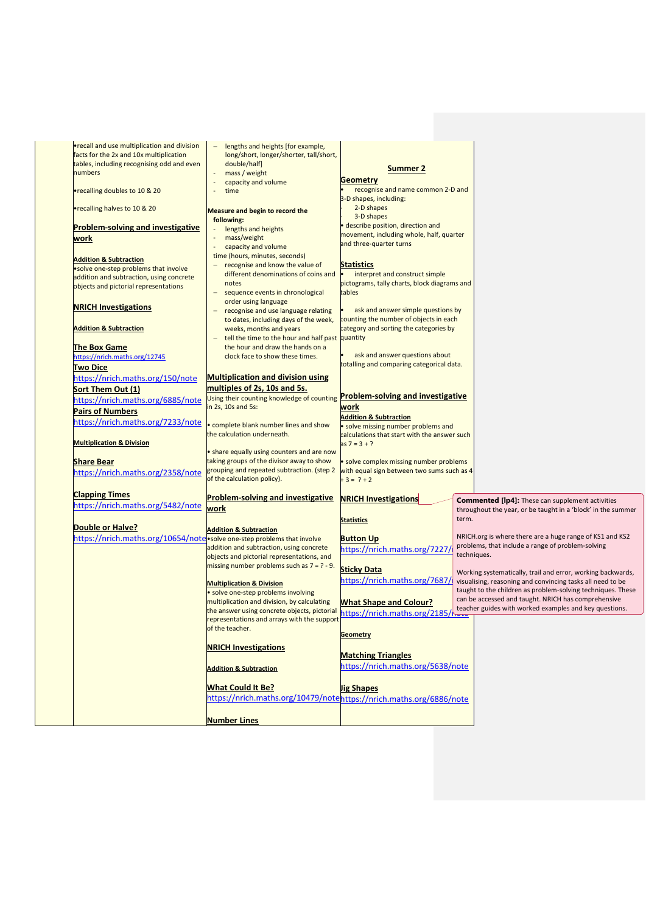| | | | |
|---|---|---|---|
| | •recall and use multiplication and division facts for the 2x and 10x multiplication tables, including recognising odd and even numbers<br><br>•recalling doubles to 10 & 20<br><br>•recalling halves to 10 & 20<br><br>**Problem-solving and investigative work**<br><br>**Addition & Subtraction**<br>•solve one-step problems that involve addition and subtraction, using concrete objects and pictorial representations<br><br>**NRICH Investigations**<br><br>**Addition & Subtraction**<br><br>**The Box Game**<br>https://nrich.maths.org/12745<br>**Two Dice**<br>https://nrich.maths.org/150/note<br>**Sort Them Out (1)**<br>https://nrich.maths.org/6885/note<br>**Pairs of Numbers**<br>https://nrich.maths.org/7233/note<br><br>**Multiplication & Division**<br><br>**Share Bear**<br>https://nrich.maths.org/2358/note<br><br>**Clapping Times**<br>https://nrich.maths.org/5482/note<br><br>**Double or Halve?**<br>https://nrich.maths.org/10654/note | – lengths and heights [for example, long/short, longer/shorter, tall/short, double/half]<br>- mass / weight<br>- capacity and volume<br>- time<br><br>**Measure and begin to record the following:**<br>- lengths and heights<br>- mass/weight<br>- capacity and volume<br>time (hours, minutes, seconds)<br>– recognise and know the value of different denominations of coins and notes<br>– sequence events in chronological order using language<br>– recognise and use language relating to dates, including days of the week, weeks, months and years<br>– tell the time to the hour and half past the hour and draw the hands on a clock face to show these times.<br><br>**Multiplication and division using multiples of 2s, 10s and 5s.**<br>Using their counting knowledge of counting in 2s, 10s and 5s:<br><br>• complete blank number lines and show the calculation underneath.<br><br>• share equally using counters and are now taking groups of the divisor away to show grouping and repeated subtraction. (step 2 of the calculation policy).<br><br>**Problem-solving and investigative work**<br><br>**Addition & Subtraction**<br>•solve one-step problems that involve addition and subtraction, using concrete objects and pictorial representations, and missing number problems such as 7 = ? - 9.<br><br>**Multiplication & Division**<br>• solve one-step problems involving multiplication and division, by calculating the answer using concrete objects, pictorial representations and arrays with the support of the teacher.<br><br>**NRICH Investigations**<br><br>**Addition & Subtraction**<br><br>**What Could It Be?**<br>https://nrich.maths.org/10479/note<br><br>**Number Lines** | **Summer 2**<br><br>**Geometry**<br>• recognise and name common 2-D and 3-D shapes, including:<br>- 2-D shapes<br>- 3-D shapes<br>• describe position, direction and movement, including whole, half, quarter and three-quarter turns<br><br>**Statistics**<br>• interpret and construct simple pictograms, tally charts, block diagrams and tables<br><br>• ask and answer simple questions by counting the number of objects in each category and sorting the categories by quantity<br><br>• ask and answer questions about totalling and comparing categorical data.<br><br>**Problem-solving and investigative work**<br>**Addition & Subtraction**<br>• solve missing number problems and calculations that start with the answer such as 7 = 3 + ?<br><br>• solve complex missing number problems with equal sign between two sums such as 4 + 3 = ? + 2<br><br>**NRICH Investigations**<br><br>**Statistics**<br><br>**Button Up**<br>https://nrich.maths.org/7227/note<br><br>**Sticky Data**<br>https://nrich.maths.org/7687/note<br><br>**What Shape and Colour?**<br>https://nrich.maths.org/2185/note<br><br>**Geometry**<br><br>**Matching Triangles**<br>https://nrich.maths.org/5638/note<br><br>**Jig Shapes**<br>https://nrich.maths.org/6886/note |

**Commented [lp4]:** These can supplement activities throughout the year, or be taught in a 'block' in the summer term.

NRICH.org is where there are a huge range of KS1 and KS2 problems, that include a range of problem-solving techniques.

Working systematically, trail and error, working backwards, visualising, reasoning and convincing tasks all need to be taught to the children as problem-solving techniques. These can be accessed and taught. NRICH has comprehensive teacher guides with worked examples and key questions.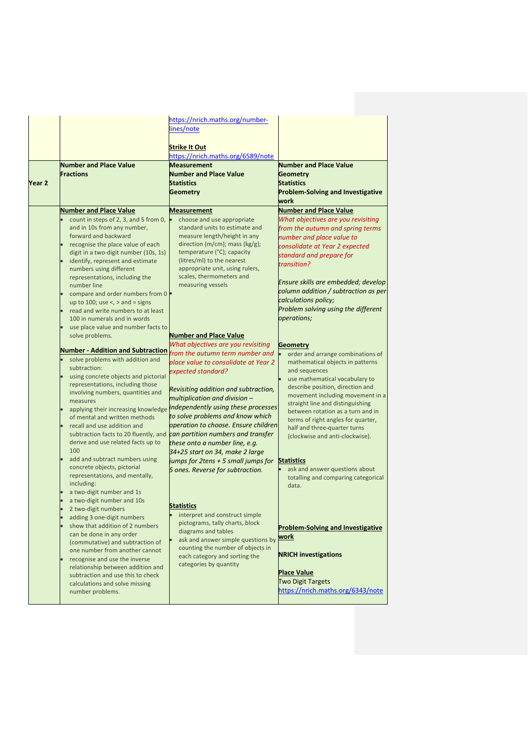| | | | |
|---|---|---|---|
| | | https://nrich.maths.org/number-lines/note<br><br>**Strike It Out**<br>https://nrich.maths.org/6589/note | |
| **Year 2** | **Number and Place Value**<br>**Fractions** | **Measurement**<br>**Number and Place Value**<br>**Statistics**<br>**Geometry** | **Number and Place Value**<br>**Geometry**<br>**Statistics**<br>**Problem-Solving and Investigative work** |
| | **Number and Place Value**<br>• count in steps of 2, 3, and 5 from 0, and in 10s from any number, forward and backward<br>• recognise the place value of each digit in a two-digit number (10s, 1s)<br>• identify, represent and estimate numbers using different representations, including the number line<br>• compare and order numbers from 0 up to 100; use <, > and = signs<br>• read and write numbers to at least 100 in numerals and in words<br>• use place value and number facts to solve problems.<br><br>**Number - Addition and Subtraction**<br>• solve problems with addition and subtraction:<br>• using concrete objects and pictorial representations, including those involving numbers, quantities and measures<br>• applying their increasing knowledge of mental and written methods<br>• recall and use addition and subtraction facts to 20 fluently, and derive and use related facts up to 100<br>• add and subtract numbers using concrete objects, pictorial representations, and mentally, including:<br>• a two-digit number and 1s<br>• a two-digit number and 10s<br>• 2 two-digit numbers<br>• adding 3 one-digit numbers<br>• show that addition of 2 numbers can be done in any order (commutative) and subtraction of one number from another cannot<br>• recognise and use the inverse relationship between addition and subtraction and use this to check calculations and solve missing number problems. | **Measurement**<br>• choose and use appropriate standard units to estimate and measure length/height in any direction (m/cm); mass (kg/g); temperature (°C); capacity (litres/ml) to the nearest appropriate unit, using rulers, scales, thermometers and measuring vessels<br>•<br><br>**Number and Place Value**<br>*What objectives are you revisiting from the autumn term number and place value to consolidate at Year 2 expected standard?*<br><br>*Revisiting addition and subtraction, multiplication and division – independently using these processes to solve problems and know which operation to choose. Ensure children can partition numbers and transfer these onto a number line, e.g. 34+25 start on 34, make 2 large jumps for 2tens + 5 small jumps for 5 ones. Reverse for subtraction.*<br><br>**Statistics**<br>• interpret and construct simple pictograms, tally charts, block diagrams and tables<br>• ask and answer simple questions by counting the number of objects in each category and sorting the categories by quantity | **Number and Place Value**<br>*What objectives are you revisiting from the autumn and spring terms number and place value to consolidate at Year 2 expected standard and prepare for transition?*<br><br>*Ensure skills are embedded; develop column addition / subtraction as per calculations policy;*<br>*Problem solving using the different operations;*<br><br>**Geometry**<br>• order and arrange combinations of mathematical objects in patterns and sequences<br>• use mathematical vocabulary to describe position, direction and movement including movement in a straight line and distinguishing between rotation as a turn and in terms of right angles for quarter, half and three-quarter turns (clockwise and anti-clockwise).<br><br>**Statistics**<br>• ask and answer questions about totalling and comparing categorical data.<br><br>**Problem-Solving and Investigative work**<br><br>**NRICH investigations**<br><br>**Place Value**<br>Two Digit Targets<br>https://nrich.maths.org/6343/note |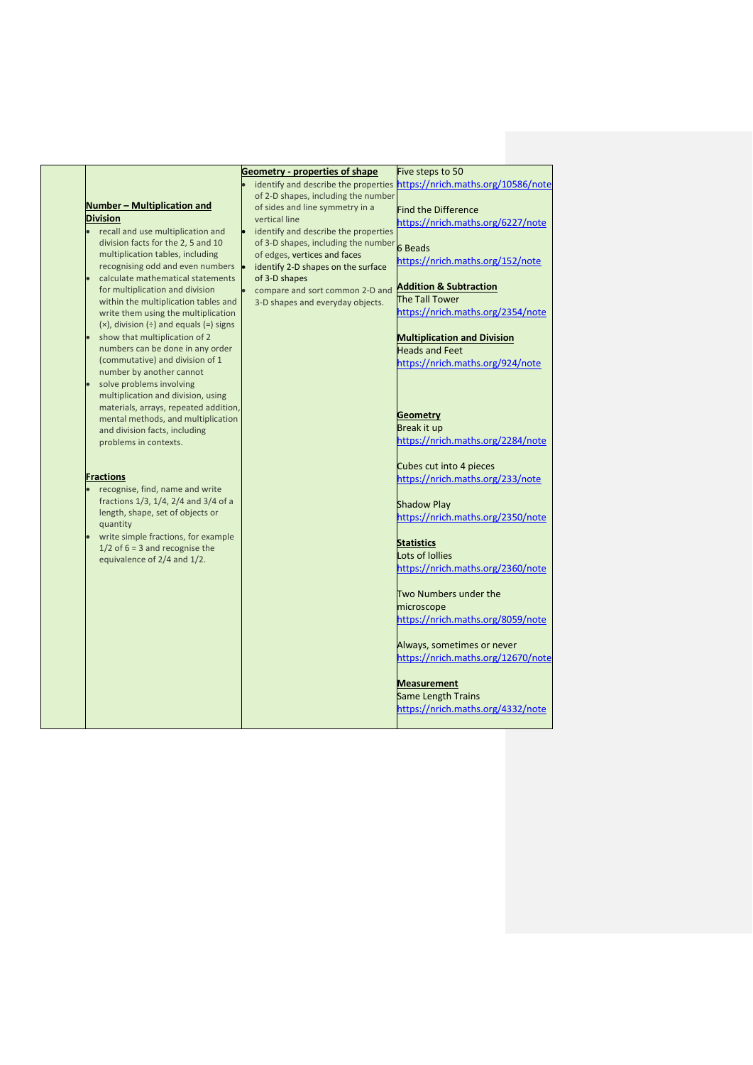| | | | |
|---|---|---|---|
| | **Number – Multiplication and Division**<br>• recall and use multiplication and division facts for the 2, 5 and 10 multiplication tables, including recognising odd and even numbers<br>• calculate mathematical statements for multiplication and division within the multiplication tables and write them using the multiplication (×), division (÷) and equals (=) signs<br>• show that multiplication of 2 numbers can be done in any order (commutative) and division of 1 number by another cannot<br>• solve problems involving multiplication and division, using materials, arrays, repeated addition, mental methods, and multiplication and division facts, including problems in contexts.<br><br>**Fractions**<br>• recognise, find, name and write fractions 1/3, 1/4, 2/4 and 3/4 of a length, shape, set of objects or quantity<br>• write simple fractions, for example 1/2 of 6 = 3 and recognise the equivalence of 2/4 and 1/2. | **Geometry - properties of shape**<br>• identify and describe the properties of 2-D shapes, including the number of sides and line symmetry in a vertical line<br>• identify and describe the properties of 3-D shapes, including the number of edges, vertices and faces<br>• identify 2-D shapes on the surface of 3-D shapes<br>• compare and sort common 2-D and 3-D shapes and everyday objects. | Five steps to 50<br>https://nrich.maths.org/10586/note<br><br>Find the Difference<br>https://nrich.maths.org/6227/note<br><br>6 Beads<br>https://nrich.maths.org/152/note<br><br>**Addition & Subtraction**<br>The Tall Tower<br>https://nrich.maths.org/2354/note<br><br>**Multiplication and Division**<br>Heads and Feet<br>https://nrich.maths.org/924/note<br><br>**Geometry**<br>Break it up<br>https://nrich.maths.org/2284/note<br><br>Cubes cut into 4 pieces<br>https://nrich.maths.org/233/note<br><br>Shadow Play<br>https://nrich.maths.org/2350/note<br><br>**Statistics**<br>Lots of lollies<br>https://nrich.maths.org/2360/note<br><br>Two Numbers under the microscope<br>https://nrich.maths.org/8059/note<br><br>Always, sometimes or never<br>https://nrich.maths.org/12670/note<br><br>**Measurement**<br>Same Length Trains<br>https://nrich.maths.org/4332/note |